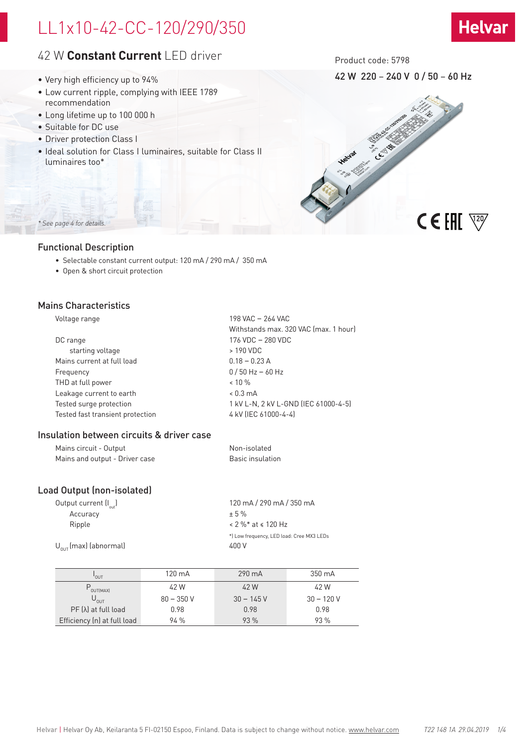# LL1x10-42-CC-120/290/350

## 42 W **Constant Current** LED driver

Product code: 5798

42 W 220 – 240 V 0 / 50 – 60 Hz

- Very high efficiency up to 94%
- Low current ripple, complying with IEEE 1789 recommendation
- Long lifetime up to 100 000 h
- Suitable for DC use
- Driver protection Class I
- Ideal solution for Class I luminaires, suitable for Class II luminaires too*

*\* See page 4 for details.*

## Functional Description

- Selectable constant current output: 120 mA / 290 mA / 350 mA
- Open & short circuit protection

## Mains Characteristics

| | |
|---|---|
| Voltage range | 198 VAC – 264 VAC<br>Withstands max. 320 VAC (max. 1 hour) |
| DC range | 176 VDC – 280 VDC |
| starting voltage | > 190 VDC |
| Mains current at full load | 0.18 – 0.23 A |
| Frequency | 0 / 50 Hz – 60 Hz |
| THD at full power | < 10 % |
| Leakage current to earth | < 0.3 mA |
| Tested surge protection | 1 kV L-N, 2 kV L-GND (IEC 61000-4-5) |
| Tested fast transient protection | 4 kV (IEC 61000-4-4) |

## Insulation between circuits & driver case

| | |
|---|---|
| Mains circuit - Output | Non-isolated |
| Mains and output - Driver case | Basic insulation |

## Load Output (non-isolated)

| | |
|---|---|
| Output current ($I_{out}$) | 120 mA / 290 mA / 350 mA |
| Accuracy | ± 5 % |
| Ripple | < 2 %* at ≤ 120 Hz<br>*) Low frequency, LED load: Cree MX3 LEDs |
| $U_{OUT}$ (max) (abnormal) | 400 V |

| $I_{OUT}$ | 120 mA | 290 mA | 350 mA |
|---|---|---|---|
| $P_{OUT(MAX)}$ | 42 W | 42 W | 42 W |
| $U_{OUT}$ | 80 – 350 V | 30 – 145 V | 30 – 120 V |
| PF (λ) at full load | 0.98 | 0.98 | 0.98 |
| Efficiency (η) at full load | 94 % | 93 % | 93 % |

Helvar | Helvar Oy Ab, Keilaranta 5 FI-02150 Espoo, Finland. Data is subject to change without notice. www.helvar.com T22 148 1A 29.04.2019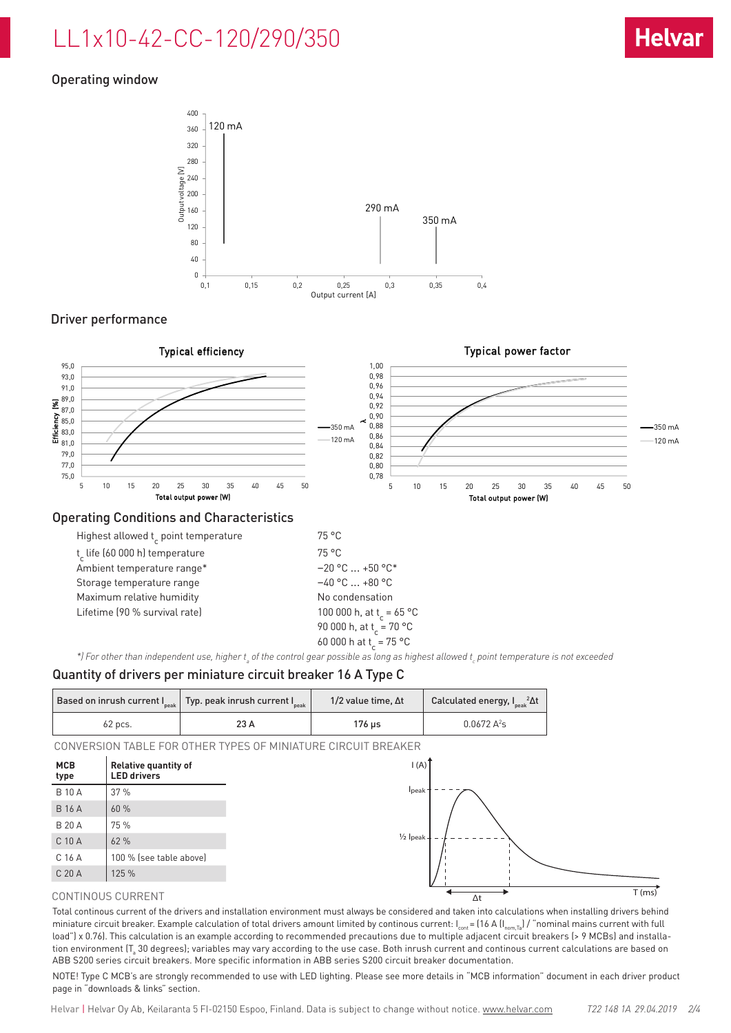# LL1x10-42-CC-120/290/350

## Operating window

## Driver performance

## Operating Conditions and Characteristics

| | |
|---|---|
| Highest allowed $t_c$ point temperature | 75 °C |
| $t_c$ life (60 000 h) temperature | 75 °C |
| Ambient temperature range* | −20 °C ... +50 °C* |
| Storage temperature range | −40 °C ... +80 °C |
| Maximum relative humidity | No condensation |
| Lifetime (90 % survival rate) | 100 000 h, at $t_c$ = 65 °C |
| | 90 000 h, at $t_c$ = 70 °C |
| | 60 000 h at $t_c$ = 75 °C |

*\*) For other than independent use, higher $t_a$ of the control gear possible as long as highest allowed $t_c$ point temperature is not exceeded*

## Quantity of drivers per miniature circuit breaker 16 A Type C

| Based on inrush current $I_{peak}$ | Typ. peak inrush current $I_{peak}$ | 1/2 value time, Δt | Calculated energy, $I_{peak}^2\Delta t$ |
|---|---|---|---|
| 62 pcs. | 23 A | 176 µs | 0.0672 $A^2s$ |

CONVERSION TABLE FOR OTHER TYPES OF MINIATURE CIRCUIT BREAKER

| MCB type | Relative quantity of LED drivers |
|---|---|
| B 10 A | 37 % |
| B 16 A | 60 % |
| B 20 A | 75 % |
| C 10 A | 62 % |
| C 16 A | 100 % (see table above) |
| C 20 A | 125 % |

CONTINOUS CURRENT

Total continous current of the drivers and installation environment must always be considered and taken into calculations when installing drivers behind miniature circuit breaker. Example calculation of total drivers amount limited by continous current: $I_{cont}$ = (16 A ($I_{nom,Ta}$) / "nominal mains current with full load") x 0.76). This calculation is an example according to recommended precautions due to multiple adjacent circuit breakers (> 9 MCBs) and installation environment ($T_a$ 30 degrees); variables may vary according to the use case. Both inrush current and continous current calculations are based on ABB S200 series circuit breakers. More specific information in ABB series S200 circuit breaker documentation.

NOTE! Type C MCB's are strongly recommended to use with LED lighting. Please see more details in "MCB information" document in each driver product page in "downloads & links" section.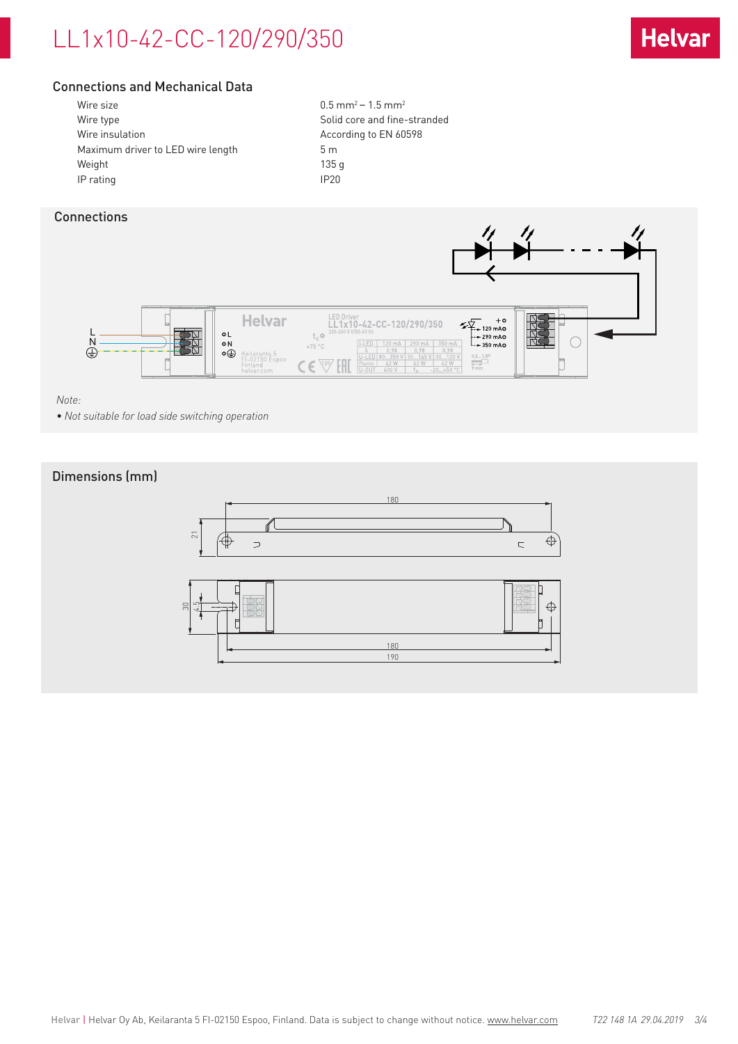# LL1x10-42-CC-120/290/350

## Connections and Mechanical Data

| | |
|---|---|
| Wire size | 0.5 mm² – 1.5 mm² |
| Wire type | Solid core and fine-stranded |
| Wire insulation | According to EN 60598 |
| Maximum driver to LED wire length | 5 m |
| Weight | 135 g |
| IP rating | IP20 |

## Connections

*Note:*

- *Not suitable for load side switching operation*

## Dimensions (mm)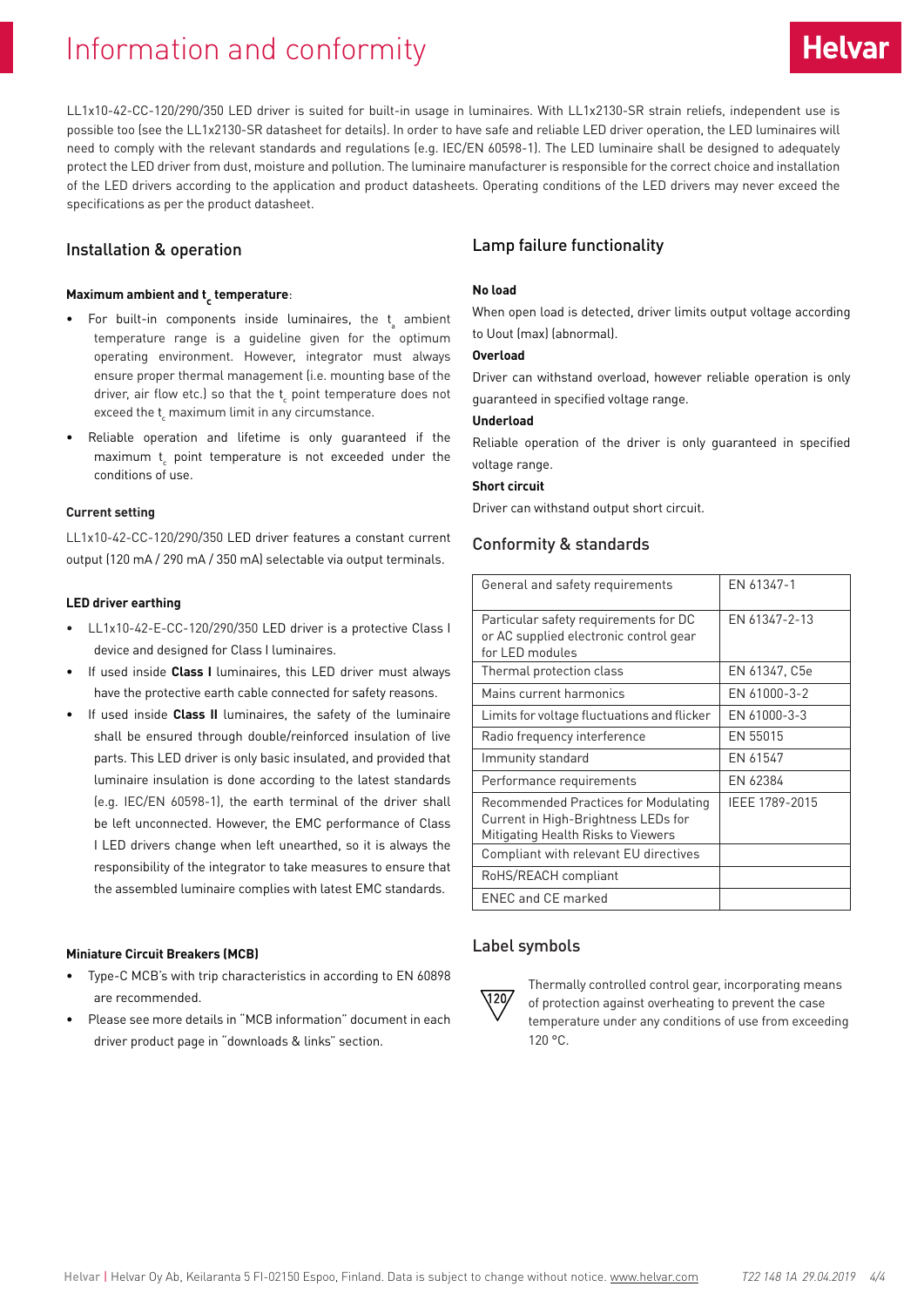// Helvar

# Information and conformity

LL1x10-42-CC-120/290/350 LED driver is suited for built-in usage in luminaires. With LL1x2130-SR strain reliefs, independent use is possible too (see the LL1x2130-SR datasheet for details). In order to have safe and reliable LED driver operation, the LED luminaires will need to comply with the relevant standards and regulations (e.g. IEC/EN 60598-1). The LED luminaire shall be designed to adequately protect the LED driver from dust, moisture and pollution. The luminaire manufacturer is responsible for the correct choice and installation of the LED drivers according to the application and product datasheets. Operating conditions of the LED drivers may never exceed the specifications as per the product datasheet.

## Installation & operation

**Maximum ambient and $t_c$ temperature**:

- For built-in components inside luminaires, the $t_a$ ambient temperature range is a guideline given for the optimum operating environment. However, integrator must always ensure proper thermal management (i.e. mounting base of the driver, air flow etc.) so that the $t_c$ point temperature does not exceed the $t_c$ maximum limit in any circumstance.
- Reliable operation and lifetime is only guaranteed if the maximum $t_c$ point temperature is not exceeded under the conditions of use.

**Current setting**

LL1x10-42-CC-120/290/350 LED driver features a constant current output (120 mA / 290 mA / 350 mA) selectable via output terminals.

**LED driver earthing**

- LL1x10-42-E-CC-120/290/350 LED driver is a protective Class I device and designed for Class I luminaires.
- If used inside **Class I** luminaires, this LED driver must always have the protective earth cable connected for safety reasons.
- If used inside **Class II** luminaires, the safety of the luminaire shall be ensured through double/reinforced insulation of live parts. This LED driver is only basic insulated, and provided that luminaire insulation is done according to the latest standards (e.g. IEC/EN 60598-1), the earth terminal of the driver shall be left unconnected. However, the EMC performance of Class I LED drivers change when left unearthed, so it is always the responsibility of the integrator to take measures to ensure that the assembled luminaire complies with latest EMC standards.

**Miniature Circuit Breakers (MCB)**

- Type-C MCB's with trip characteristics in according to EN 60898 are recommended.
- Please see more details in "MCB information" document in each driver product page in "downloads & links" section.

## Lamp failure functionality

**No load**

When open load is detected, driver limits output voltage according to Uout (max) (abnormal).

**Overload**

Driver can withstand overload, however reliable operation is only guaranteed in specified voltage range.

**Underload**

Reliable operation of the driver is only guaranteed in specified voltage range.

**Short circuit**

Driver can withstand output short circuit.

## Conformity & standards

| | |
|---|---|
| General and safety requirements | EN 61347-1 |
| Particular safety requirements for DC or AC supplied electronic control gear for LED modules | EN 61347-2-13 |
| Thermal protection class | EN 61347, C5e |
| Mains current harmonics | EN 61000-3-2 |
| Limits for voltage fluctuations and flicker | EN 61000-3-3 |
| Radio frequency interference | EN 55015 |
| Immunity standard | EN 61547 |
| Performance requirements | EN 62384 |
| Recommended Practices for Modulating Current in High-Brightness LEDs for Mitigating Health Risks to Viewers | IEEE 1789-2015 |
| Compliant with relevant EU directives | |
| RoHS/REACH compliant | |
| ENEC and CE marked | |

## Label symbols

120: Thermally controlled control gear, incorporating means of protection against overheating to prevent the case temperature under any conditions of use from exceeding 120 °C.

Helvar | Helvar Oy Ab, Keilaranta 5 FI-02150 Espoo, Finland. Data is subject to change without notice. www.helvar.com

T22 148 1A 29.04.2019